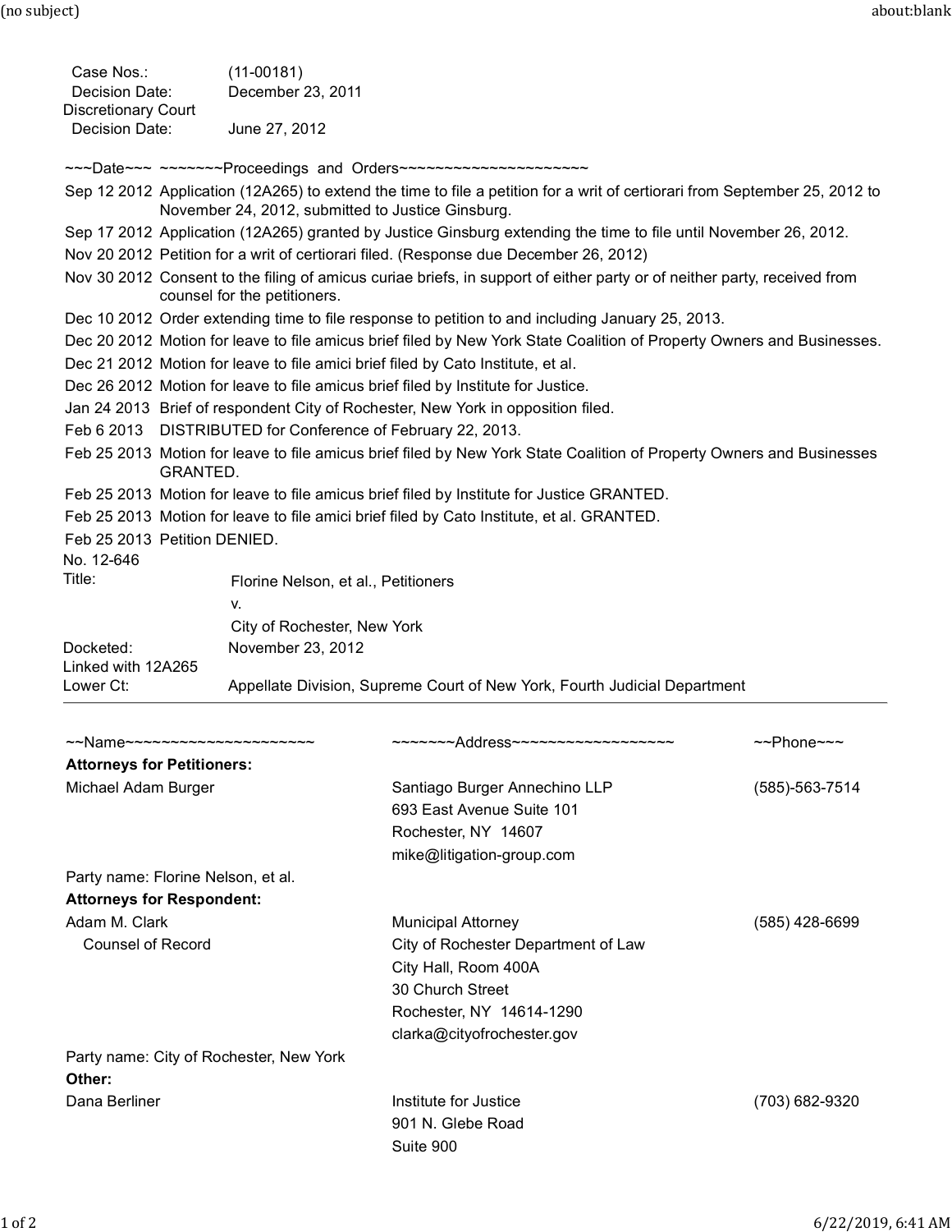| | |
|---|---|
| Case Nos.: | (11-00181) |
| Decision Date: | December 23, 2011 |
| Discretionary Court Decision Date: | June 27, 2012 |

| ~~~Date~~~ | ~~~~~~~Proceedings and Orders~~~~~~~~~~~~~~~~~~~~~ |
|---|---|
| Sep 12 2012 | Application (12A265) to extend the time to file a petition for a writ of certiorari from September 25, 2012 to November 24, 2012, submitted to Justice Ginsburg. |
| Sep 17 2012 | Application (12A265) granted by Justice Ginsburg extending the time to file until November 26, 2012. |
| Nov 20 2012 | Petition for a writ of certiorari filed. (Response due December 26, 2012) |
| Nov 30 2012 | Consent to the filing of amicus curiae briefs, in support of either party or of neither party, received from counsel for the petitioners. |
| Dec 10 2012 | Order extending time to file response to petition to and including January 25, 2013. |
| Dec 20 2012 | Motion for leave to file amicus brief filed by New York State Coalition of Property Owners and Businesses. |
| Dec 21 2012 | Motion for leave to file amici brief filed by Cato Institute, et al. |
| Dec 26 2012 | Motion for leave to file amicus brief filed by Institute for Justice. |
| Jan 24 2013 | Brief of respondent City of Rochester, New York in opposition filed. |
| Feb 6 2013 | DISTRIBUTED for Conference of February 22, 2013. |
| Feb 25 2013 | Motion for leave to file amicus brief filed by New York State Coalition of Property Owners and Businesses GRANTED. |
| Feb 25 2013 | Motion for leave to file amicus brief filed by Institute for Justice GRANTED. |
| Feb 25 2013 | Motion for leave to file amici brief filed by Cato Institute, et al. GRANTED. |
| Feb 25 2013 | Petition DENIED. |

No. 12-646

| | |
|---|---|
| Title: | Florine Nelson, et al., Petitioners<br>v.<br>City of Rochester, New York |
| Docketed: | November 23, 2012 |
| Linked with 12A265 | |
| Lower Ct: | Appellate Division, Supreme Court of New York, Fourth Judicial Department |

| ~~Name~~~~~~~~~~~~~~~~~~~~~ | ~~~~~~~Address~~~~~~~~~~~~~~~~~~ | ~~Phone~~~ |
|---|---|---|
| **Attorneys for Petitioners:** | | |
| Michael Adam Burger | Santiago Burger Annechino LLP<br>693 East Avenue Suite 101<br>Rochester, NY 14607<br>mike@litigation-group.com | (585)-563-7514 |
| Party name: Florine Nelson, et al. | | |
| **Attorneys for Respondent:** | | |
| Adam M. Clark<br>Counsel of Record | Municipal Attorney<br>City of Rochester Department of Law<br>City Hall, Room 400A<br>30 Church Street<br>Rochester, NY 14614-1290<br>clarka@cityofrochester.gov | (585) 428-6699 |
| Party name: City of Rochester, New York | | |
| **Other:** | | |
| Dana Berliner | Institute for Justice<br>901 N. Glebe Road<br>Suite 900 | (703) 682-9320 |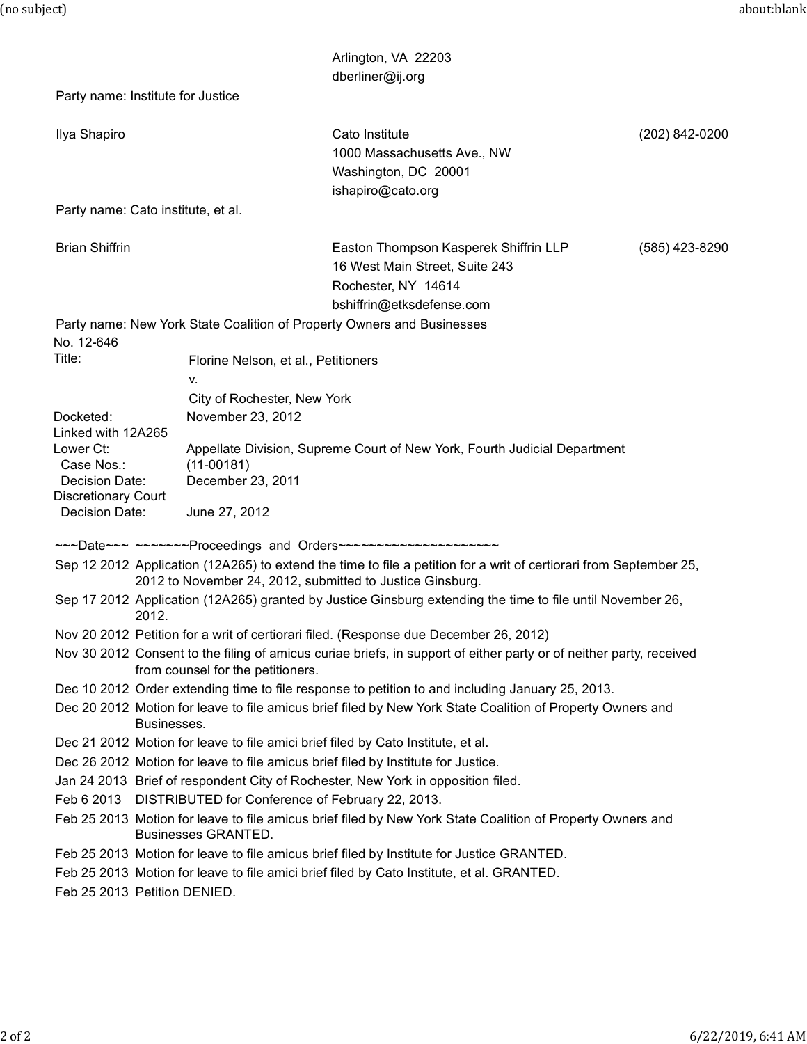| | | |
|---|---|---|
| | Arlington, VA 22203<br>dberliner@ij.org | |
| Party name: Institute for Justice | | |
| Ilya Shapiro | Cato Institute<br>1000 Massachusetts Ave., NW<br>Washington, DC 20001<br>ishapiro@cato.org | (202) 842-0200 |
| Party name: Cato institute, et al. | | |
| Brian Shiffrin | Easton Thompson Kasperek Shiffrin LLP<br>16 West Main Street, Suite 243<br>Rochester, NY 14614<br>bshiffrin@etksdefense.com | (585) 423-8290 |
| Party name: New York State Coalition of Property Owners and Businesses | | |

No. 12-646

| | |
|---|---|
| Title: | Florine Nelson, et al., Petitioners<br>v.<br>City of Rochester, New York |
| Docketed: | November 23, 2012 |
| Linked with 12A265 | |
| Lower Ct: | Appellate Division, Supreme Court of New York, Fourth Judicial Department |
| Case Nos.: | (11-00181) |
| Decision Date: | December 23, 2011 |
| Discretionary Court Decision Date: | June 27, 2012 |

| ~~~Date~~~ | ~~~~~~~Proceedings and Orders~~~~~~~~~~~~~~~~~~~~~ |
|---|---|
| Sep 12 2012 | Application (12A265) to extend the time to file a petition for a writ of certiorari from September 25, 2012 to November 24, 2012, submitted to Justice Ginsburg. |
| Sep 17 2012 | Application (12A265) granted by Justice Ginsburg extending the time to file until November 26, 2012. |
| Nov 20 2012 | Petition for a writ of certiorari filed. (Response due December 26, 2012) |
| Nov 30 2012 | Consent to the filing of amicus curiae briefs, in support of either party or of neither party, received from counsel for the petitioners. |
| Dec 10 2012 | Order extending time to file response to petition to and including January 25, 2013. |
| Dec 20 2012 | Motion for leave to file amicus brief filed by New York State Coalition of Property Owners and Businesses. |
| Dec 21 2012 | Motion for leave to file amici brief filed by Cato Institute, et al. |
| Dec 26 2012 | Motion for leave to file amicus brief filed by Institute for Justice. |
| Jan 24 2013 | Brief of respondent City of Rochester, New York in opposition filed. |
| Feb 6 2013 | DISTRIBUTED for Conference of February 22, 2013. |
| Feb 25 2013 | Motion for leave to file amicus brief filed by New York State Coalition of Property Owners and Businesses GRANTED. |
| Feb 25 2013 | Motion for leave to file amicus brief filed by Institute for Justice GRANTED. |
| Feb 25 2013 | Motion for leave to file amici brief filed by Cato Institute, et al. GRANTED. |
| Feb 25 2013 | Petition DENIED. |